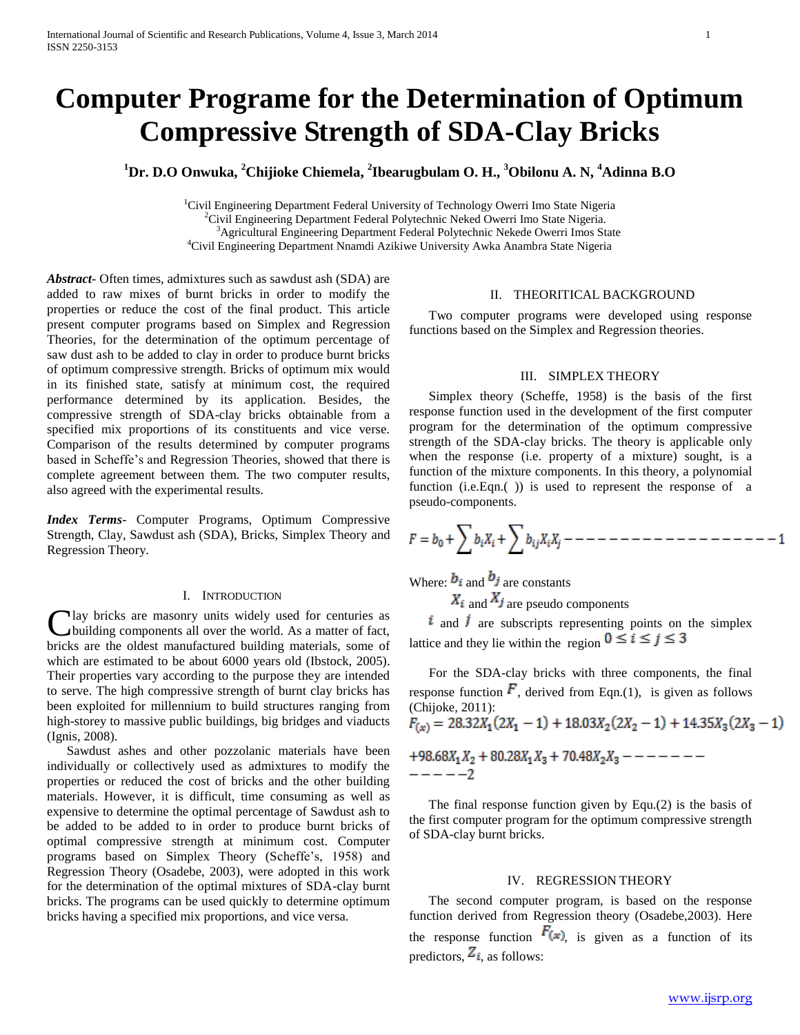# Computer Programe for the Determination of Optimum Compressive Strength of SDA-Clay Bricks

**[1]Dr. D.O Onwuka, [2]Chijioke Chiemela, [2]Ibearugbulam O. H., [3]Obilonu A. N, [4]Adinna B.O**

[1]Civil Engineering Department Federal University of Technology Owerri Imo State Nigeria
[2]Civil Engineering Department Federal Polytechnic Neked Owerri Imo State Nigeria.
[3]Agricultural Engineering Department Federal Polytechnic Nekede Owerri Imos State
[4]Civil Engineering Department Nnamdi Azikiwe University Awka Anambra State Nigeria

***Abstract-*** Often times, admixtures such as sawdust ash (SDA) are added to raw mixes of burnt bricks in order to modify the properties or reduce the cost of the final product. This article present computer programs based on Simplex and Regression Theories, for the determination of the optimum percentage of saw dust ash to be added to clay in order to produce burnt bricks of optimum compressive strength. Bricks of optimum mix would in its finished state, satisfy at minimum cost, the required performance determined by its application. Besides, the compressive strength of SDA-clay bricks obtainable from a specified mix proportions of its constituents and vice verse. Comparison of the results determined by computer programs based in Scheffe's and Regression Theories, showed that there is complete agreement between them. The two computer results, also agreed with the experimental results.

***Index Terms*-** Computer Programs, Optimum Compressive Strength, Clay, Sawdust ash (SDA), Bricks, Simplex Theory and Regression Theory.

## I. Introduction

Clay bricks are masonry units widely used for centuries as building components all over the world. As a matter of fact, bricks are the oldest manufactured building materials, some of which are estimated to be about 6000 years old (Ibstock, 2005). Their properties vary according to the purpose they are intended to serve. The high compressive strength of burnt clay bricks has been exploited for millennium to build structures ranging from high-storey to massive public buildings, big bridges and viaducts (Ignis, 2008).

Sawdust ashes and other pozzolanic materials have been individually or collectively used as admixtures to modify the properties or reduced the cost of bricks and the other building materials. However, it is difficult, time consuming as well as expensive to determine the optimal percentage of Sawdust ash to be added to be added to in order to produce burnt bricks of optimal compressive strength at minimum cost. Computer programs based on Simplex Theory (Scheffe's, 1958) and Regression Theory (Osadebe, 2003), were adopted in this work for the determination of the optimal mixtures of SDA-clay burnt bricks. The programs can be used quickly to determine optimum bricks having a specified mix proportions, and vice versa.

## II. Theoritical Background

Two computer programs were developed using response functions based on the Simplex and Regression theories.

## III. Simplex Theory

Simplex theory (Scheffe, 1958) is the basis of the first response function used in the development of the first computer program for the determination of the optimum compressive strength of the SDA-clay bricks. The theory is applicable only when the response (i.e. property of a mixture) sought, is a function of the mixture components. In this theory, a polynomial function (i.e.Eqn.( )) is used to represent the response of a pseudo-components.

$$F = b_0 + \sum b_i X_i + \sum b_{ij} X_i X_j \text{ ------------------- } 1$$

Where: $b_i$ and $b_j$ are constants

$X_i$ and $X_j$ are pseudo components

$i$ and $j$ are subscripts representing points on the simplex lattice and they lie within the region $0 \leq i \leq j \leq 3$

For the SDA-clay bricks with three components, the final response function $F$, derived from Eqn.(1), is given as follows (Chijoke, 2011):

$$F_{(x)} = 28.32X_1(2X_1 - 1) + 18.03X_2(2X_2 - 1) + 14.35X_3(2X_3 - 1)$$
$$+98.68X_1X_2 + 80.28X_1X_3 + 70.48X_2X_3 \text{ ------------ } 2$$

The final response function given by Equ.(2) is the basis of the first computer program for the optimum compressive strength of SDA-clay burnt bricks.

## IV. Regression Theory

The second computer program, is based on the response function derived from Regression theory (Osadebe,2003). Here the response function $F_{(x)}$, is given as a function of its predictors, $Z_i$, as follows: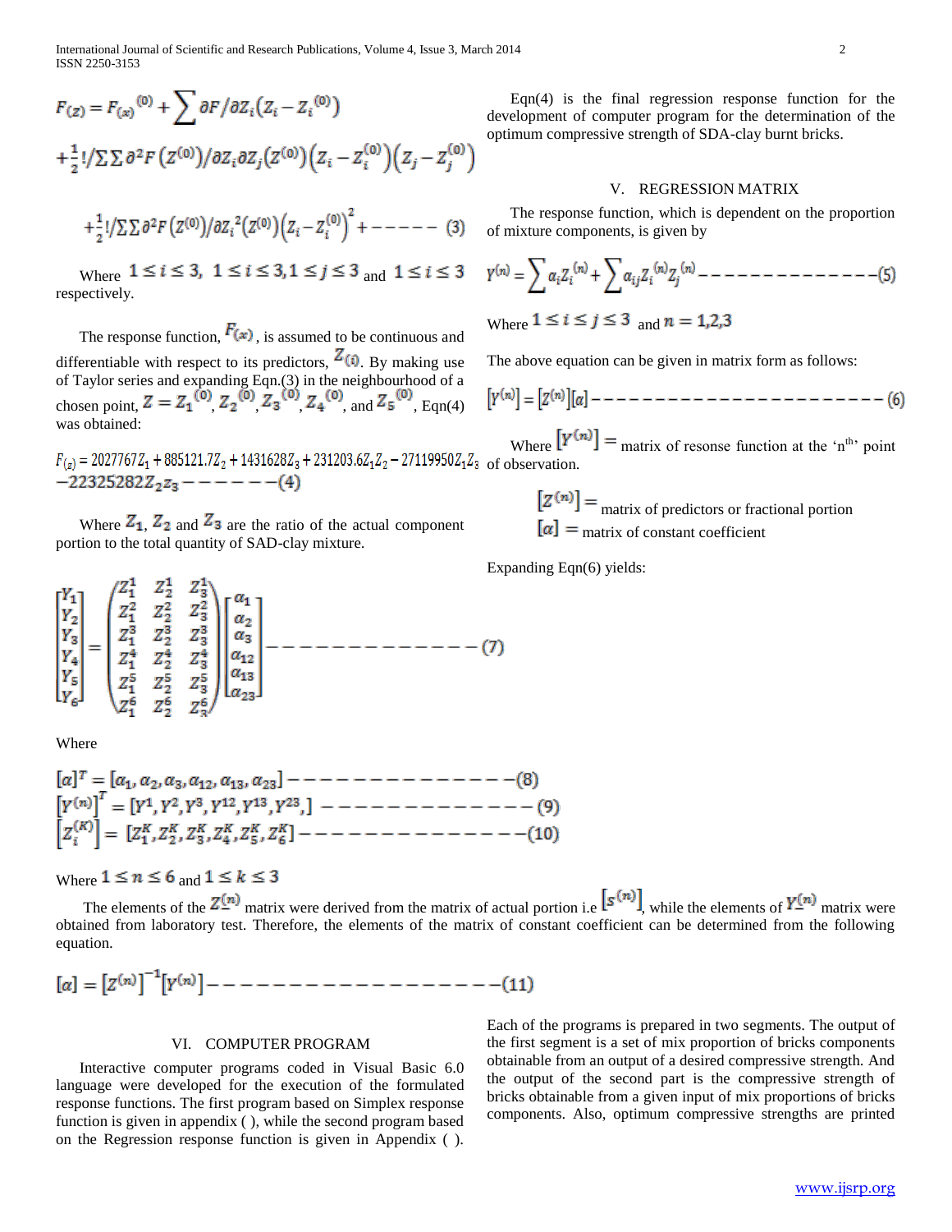$$F_{(z)} = F_{(x)}{}^{(0)} + \sum \partial F/\partial Z_i \left(Z_i - Z_i^{(0)}\right)$$

$$+\tfrac{1}{2}!/\Sigma\Sigma\, \partial^2 F\left(Z^{(0)}\right)/\partial Z_i \partial Z_j \left(Z^{(0)}\right)\left(Z_i - Z_i^{(0)}\right)\left(Z_j - Z_j^{(0)}\right)$$

$$+\tfrac{1}{2}!/\Sigma\Sigma\, \partial^2 F\left(Z^{(0)}\right)/\partial Z_i^{\,2}\left(Z^{(0)}\right)\left(Z_i - Z_i^{(0)}\right)^2 + \text{-----} \quad (3)$$

Where $1 \leq i \leq 3,\ 1 \leq i \leq 3, 1 \leq j \leq 3$ and $1 \leq i \leq 3$ respectively.

The response function, $F_{(x)}$, is assumed to be continuous and differentiable with respect to its predictors, $Z_{(i)}$. By making use of Taylor series and expanding Eqn.(3) in the neighbourhood of a chosen point, $Z = Z_1{}^{(0)}, Z_2{}^{(0)}, Z_3{}^{(0)}, Z_4{}^{(0)}$, and $Z_5{}^{(0)}$, Eqn(4) was obtained:

$$F_{(z)} = 2027767Z_1 + 885121.7Z_2 + 1431628Z_3 + 231203.6Z_1Z_2 - 27119950Z_1Z_3 - 22325282Z_2Z_3 \text{------} (4)$$

Where $Z_1$, $Z_2$ and $Z_3$ are the ratio of the actual component portion to the total quantity of SAD-clay mixture.

Eqn(4) is the final regression response function for the development of computer program for the determination of the optimum compressive strength of SDA-clay burnt bricks.

## V. REGRESSION MATRIX

The response function, which is dependent on the proportion of mixture components, is given by

$$Y^{(n)} = \sum \alpha_i Z_i{}^{(n)} + \sum \alpha_{ij} Z_i{}^{(n)} Z_j{}^{(n)} \text{---------------} (5)$$

Where $1 \leq i \leq j \leq 3$ and $n = 1,2,3$

The above equation can be given in matrix form as follows:

$$\left[Y^{(n)}\right] = \left[Z^{(n)}\right][\alpha] \text{-----------------------} (6)$$

Where $\left[Y^{(n)}\right] =$ matrix of resonse function at the 'n[th]' point of observation.

$\left[Z^{(n)}\right] =$ matrix of predictors or fractional portion

$[\alpha] =$ matrix of constant coefficient

Expanding Eqn(6) yields:

$$\begin{bmatrix} Y_1 \\ Y_2 \\ Y_3 \\ Y_4 \\ Y_5 \\ Y_6 \end{bmatrix} = \begin{pmatrix} Z_1^1 & Z_2^1 & Z_3^1 \\ Z_1^2 & Z_2^2 & Z_3^2 \\ Z_1^3 & Z_2^3 & Z_3^3 \\ Z_1^4 & Z_2^4 & Z_3^4 \\ Z_1^5 & Z_2^5 & Z_3^5 \\ Z_1^6 & Z_2^6 & Z_3^6 \end{pmatrix} \begin{bmatrix} \alpha_1 \\ \alpha_2 \\ \alpha_3 \\ \alpha_{12} \\ \alpha_{13} \\ \alpha_{23} \end{bmatrix} \text{--------------} (7)$$

Where

$$[\alpha]^T = [\alpha_1, \alpha_2, \alpha_3, \alpha_{12}, \alpha_{13}, \alpha_{23}] \text{--------------} (8)$$

$$\left[Y^{(n)}\right]^T = [Y^1, Y^2, Y^3, Y^{12}, Y^{13}, Y^{23},] \text{--------------} (9)$$

$$\left[Z_i^{(K)}\right] = [Z_1^K, Z_2^K, Z_3^K, Z_4^K, Z_5^K, Z_6^K] \text{--------------} (10)$$

Where $1 \leq n \leq 6$ and $1 \leq k \leq 3$

The elements of the $Z^{(n)}$ matrix were derived from the matrix of actual portion i.e $\left[S^{(n)}\right]$, while the elements of $Y^{(n)}$ matrix were obtained from laboratory test. Therefore, the elements of the matrix of constant coefficient can be determined from the following equation.

$$[\alpha] = \left[Z^{(n)}\right]^{-1}\left[Y^{(n)}\right] \text{------------------} (11)$$

## VI. COMPUTER PROGRAM

Interactive computer programs coded in Visual Basic 6.0 language were developed for the execution of the formulated response functions. The first program based on Simplex response function is given in appendix ( ), while the second program based on the Regression response function is given in Appendix ( ).

Each of the programs is prepared in two segments. The output of the first segment is a set of mix proportion of bricks components obtainable from an output of a desired compressive strength. And the output of the second part is the compressive strength of bricks obtainable from a given input of mix proportions of bricks components. Also, optimum compressive strengths are printed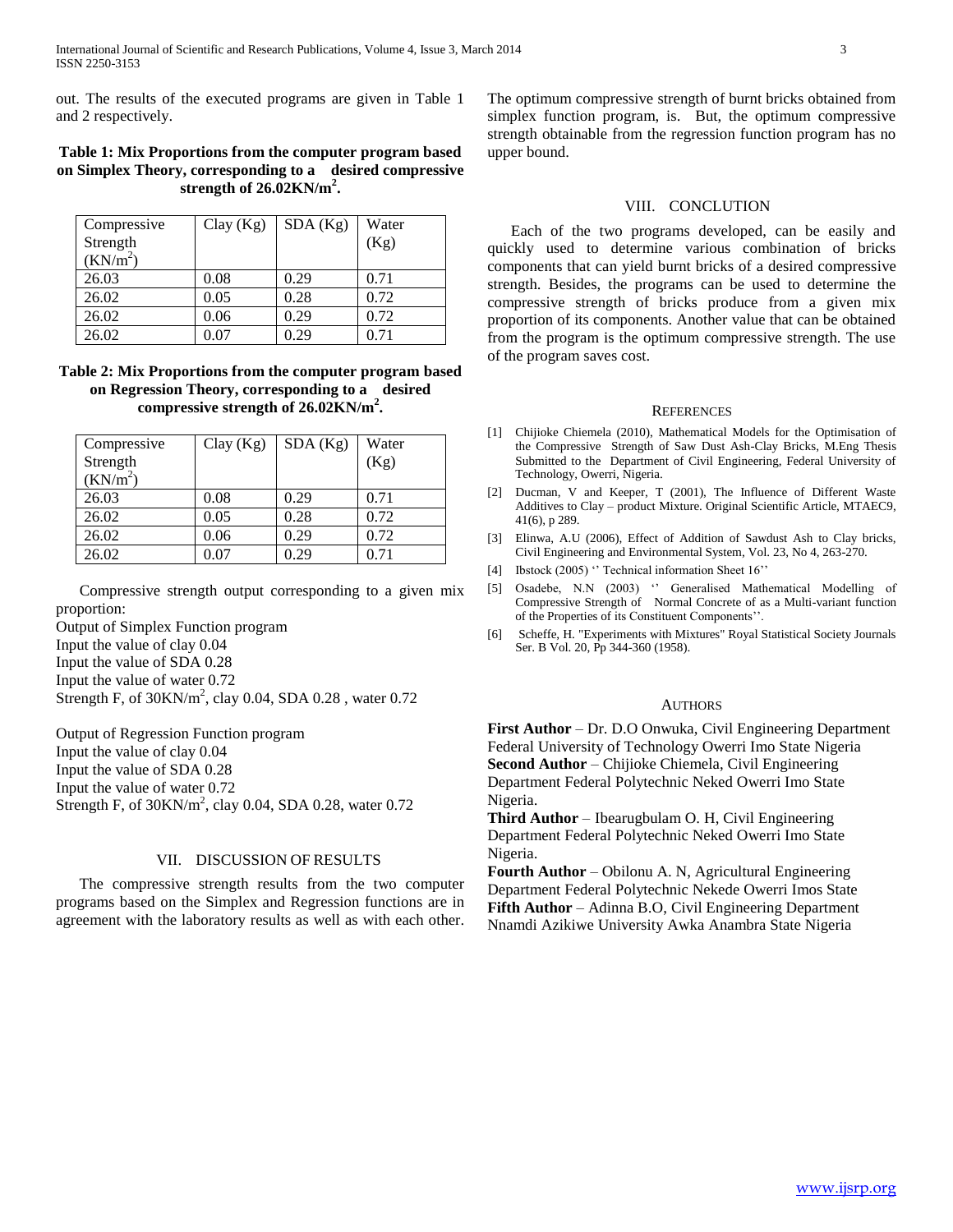out. The results of the executed programs are given in Table 1 and 2 respectively.

**Table 1: Mix Proportions from the computer program based on Simplex Theory, corresponding to a desired compressive strength of 26.02KN/m$^2$.**

| Compressive Strength (KN/m$^2$) | Clay (Kg) | SDA (Kg) | Water (Kg) |
|---|---|---|---|
| 26.03 | 0.08 | 0.29 | 0.71 |
| 26.02 | 0.05 | 0.28 | 0.72 |
| 26.02 | 0.06 | 0.29 | 0.72 |
| 26.02 | 0.07 | 0.29 | 0.71 |

**Table 2: Mix Proportions from the computer program based on Regression Theory, corresponding to a desired compressive strength of 26.02KN/m$^2$.**

| Compressive Strength (KN/m$^2$) | Clay (Kg) | SDA (Kg) | Water (Kg) |
|---|---|---|---|
| 26.03 | 0.08 | 0.29 | 0.71 |
| 26.02 | 0.05 | 0.28 | 0.72 |
| 26.02 | 0.06 | 0.29 | 0.72 |
| 26.02 | 0.07 | 0.29 | 0.71 |

Compressive strength output corresponding to a given mix proportion:

Output of Simplex Function program
Input the value of clay 0.04
Input the value of SDA 0.28
Input the value of water 0.72
Strength F, of 30KN/m$^2$, clay 0.04, SDA 0.28 , water 0.72

Output of Regression Function program
Input the value of clay 0.04
Input the value of SDA 0.28
Input the value of water 0.72
Strength F, of 30KN/m$^2$, clay 0.04, SDA 0.28, water 0.72

## VII. DISCUSSION OF RESULTS

The compressive strength results from the two computer programs based on the Simplex and Regression functions are in agreement with the laboratory results as well as with each other. The optimum compressive strength of burnt bricks obtained from simplex function program, is. But, the optimum compressive strength obtainable from the regression function program has no upper bound.

## VIII. CONCLUTION

Each of the two programs developed, can be easily and quickly used to determine various combination of bricks components that can yield burnt bricks of a desired compressive strength. Besides, the programs can be used to determine the compressive strength of bricks produce from a given mix proportion of its components. Another value that can be obtained from the program is the optimum compressive strength. The use of the program saves cost.

## REFERENCES

[1] Chijioke Chiemela (2010), Mathematical Models for the Optimisation of the Compressive Strength of Saw Dust Ash-Clay Bricks, M.Eng Thesis Submitted to the Department of Civil Engineering, Federal University of Technology, Owerri, Nigeria.

[2] Ducman, V and Keeper, T (2001), The Influence of Different Waste Additives to Clay – product Mixture. Original Scientific Article, MTAEC9, 41(6), p 289.

[3] Elinwa, A.U (2006), Effect of Addition of Sawdust Ash to Clay bricks, Civil Engineering and Environmental System, Vol. 23, No 4, 263-270.

[4] Ibstock (2005) '' Technical information Sheet 16''

[5] Osadebe, N.N (2003) '' Generalised Mathematical Modelling of Compressive Strength of Normal Concrete of as a Multi-variant function of the Properties of its Constituent Components''.

[6] Scheffe, H. "Experiments with Mixtures" Royal Statistical Society Journals Ser. B Vol. 20, Pp 344-360 (1958).

## AUTHORS

**First Author** – Dr. D.O Onwuka, Civil Engineering Department Federal University of Technology Owerri Imo State Nigeria

**Second Author** – Chijioke Chiemela, Civil Engineering Department Federal Polytechnic Neked Owerri Imo State Nigeria.

**Third Author** – Ibearugbulam O. H, Civil Engineering Department Federal Polytechnic Neked Owerri Imo State Nigeria.

**Fourth Author** – Obilonu A. N, Agricultural Engineering Department Federal Polytechnic Nekede Owerri Imos State

**Fifth Author** – Adinna B.O, Civil Engineering Department Nnamdi Azikiwe University Awka Anambra State Nigeria